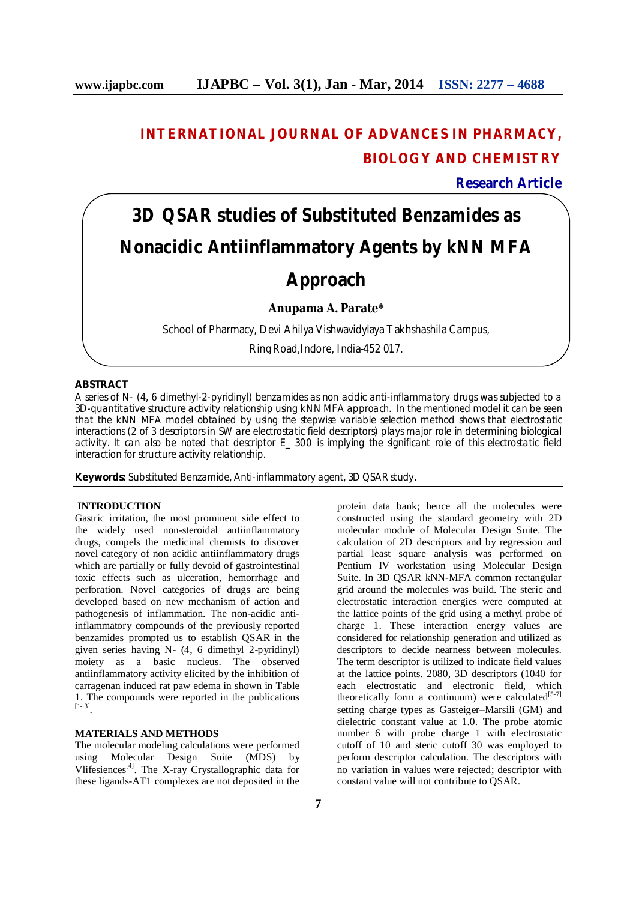# INTERNATIONAL JOURNAL OF ADVANCES IN PHARMACY, BIOLOGY AND CHEMISTRY

**Research Article**

# 3D QSAR studies of Substituted Benzamides as Nonacidic Antiinflammatory Agents by kNN MFA Approach

**Anupama A. Parate***

School of Pharmacy, Devi Ahilya Vishwavidylaya Takhshashila Campus, Ring Road,Indore, India-452 017.

## ABSTRACT

A series of N- (4, 6 dimethyl-2-pyridinyl) benzamides as non acidic anti-inflammatory drugs was subjected to a 3D-quantitative structure activity relationship using kNN MFA approach. In the mentioned model it can be seen that the kNN MFA model obtained by using the stepwise variable selection method shows that electrostatic interactions (2 of 3 descriptors in SW are electrostatic field descriptors) plays major role in determining biological activity. It can also be noted that descriptor E_ 300 is implying the significant role of this electrostatic field interaction for structure activity relationship.

**Keywords:** Substituted Benzamide, Anti-inflammatory agent, 3D QSAR study.

## INTRODUCTION

Gastric irritation, the most prominent side effect to the widely used non-steroidal antiinflammatory drugs, compels the medicinal chemists to discover novel category of non acidic antiinflammatory drugs which are partially or fully devoid of gastrointestinal toxic effects such as ulceration, hemorrhage and perforation. Novel categories of drugs are being developed based on new mechanism of action and pathogenesis of inflammation. The non-acidic anti-inflammatory compounds of the previously reported benzamides prompted us to establish QSAR in the given series having N- (4, 6 dimethyl 2-pyridinyl) moiety as a basic nucleus. The observed antiinflammatory activity elicited by the inhibition of carragenan induced rat paw edema in shown in Table 1. The compounds were reported in the publications [1- 3].

## MATERIALS AND METHODS

The molecular modeling calculations were performed using Molecular Design Suite (MDS) by Vlifesiences[4]. The X-ray Crystallographic data for these ligands-AT1 complexes are not deposited in the protein data bank; hence all the molecules were constructed using the standard geometry with 2D molecular module of Molecular Design Suite. The calculation of 2D descriptors and by regression and partial least square analysis was performed on Pentium IV workstation using Molecular Design Suite. In 3D QSAR kNN-MFA common rectangular grid around the molecules was build. The steric and electrostatic interaction energies were computed at the lattice points of the grid using a methyl probe of charge 1. These interaction energy values are considered for relationship generation and utilized as descriptors to decide nearness between molecules. The term descriptor is utilized to indicate field values at the lattice points. 2080, 3D descriptors (1040 for each electrostatic and electronic field, which theoretically form a continuum) were calculated[5-7] setting charge types as Gasteiger–Marsili (GM) and dielectric constant value at 1.0. The probe atomic number 6 with probe charge 1 with electrostatic cutoff of 10 and steric cutoff 30 was employed to perform descriptor calculation. The descriptors with no variation in values were rejected; descriptor with constant value will not contribute to QSAR.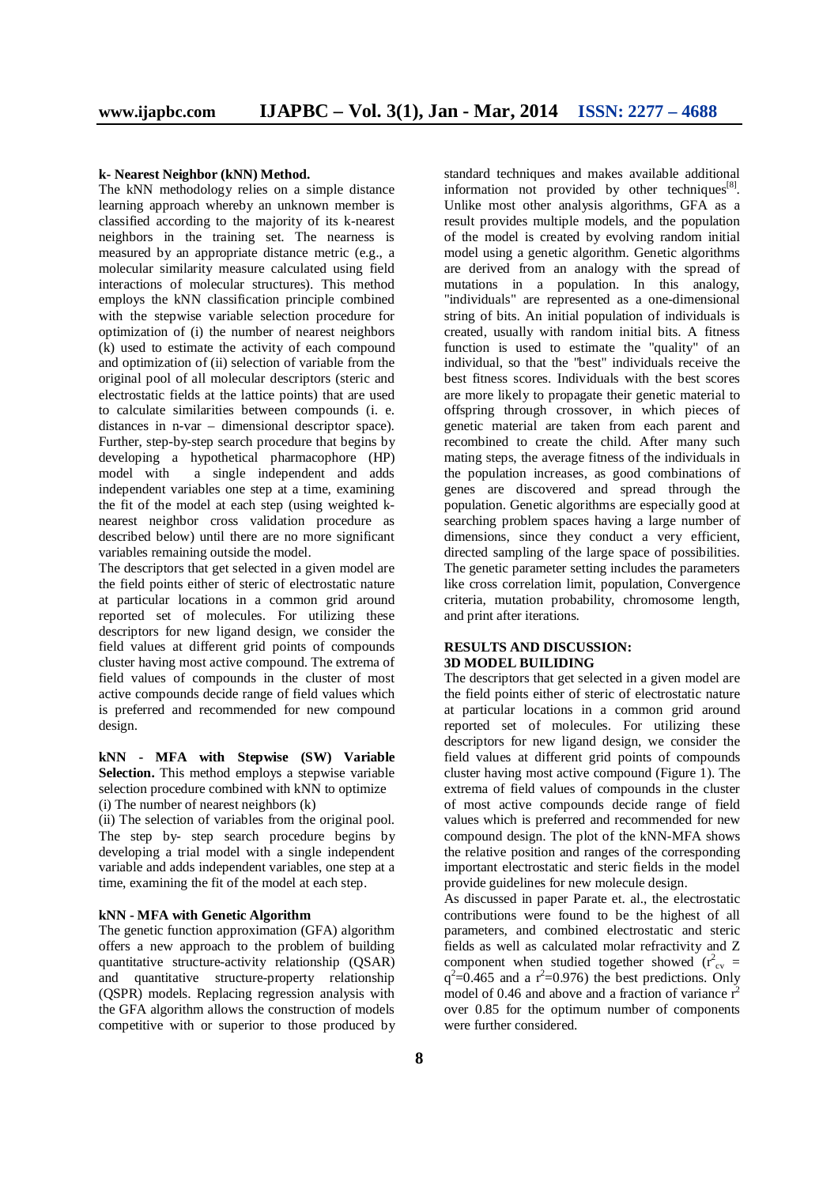**k- Nearest Neighbor (kNN) Method.**

The kNN methodology relies on a simple distance learning approach whereby an unknown member is classified according to the majority of its k-nearest neighbors in the training set. The nearness is measured by an appropriate distance metric (e.g., a molecular similarity measure calculated using field interactions of molecular structures). This method employs the kNN classification principle combined with the stepwise variable selection procedure for optimization of (i) the number of nearest neighbors (k) used to estimate the activity of each compound and optimization of (ii) selection of variable from the original pool of all molecular descriptors (steric and electrostatic fields at the lattice points) that are used to calculate similarities between compounds (i. e. distances in n-var – dimensional descriptor space). Further, step-by-step search procedure that begins by developing a hypothetical pharmacophore (HP) model with a single independent and adds independent variables one step at a time, examining the fit of the model at each step (using weighted k-nearest neighbor cross validation procedure as described below) until there are no more significant variables remaining outside the model.

The descriptors that get selected in a given model are the field points either of steric of electrostatic nature at particular locations in a common grid around reported set of molecules. For utilizing these descriptors for new ligand design, we consider the field values at different grid points of compounds cluster having most active compound. The extrema of field values of compounds in the cluster of most active compounds decide range of field values which is preferred and recommended for new compound design.

**kNN - MFA with Stepwise (SW) Variable Selection.** This method employs a stepwise variable selection procedure combined with kNN to optimize

(i) The number of nearest neighbors (k)

(ii) The selection of variables from the original pool. The step by- step search procedure begins by developing a trial model with a single independent variable and adds independent variables, one step at a time, examining the fit of the model at each step.

**kNN - MFA with Genetic Algorithm**

The genetic function approximation (GFA) algorithm offers a new approach to the problem of building quantitative structure-activity relationship (QSAR) and quantitative structure-property relationship (QSPR) models. Replacing regression analysis with the GFA algorithm allows the construction of models competitive with or superior to those produced by standard techniques and makes available additional information not provided by other techniques[8]. Unlike most other analysis algorithms, GFA as a result provides multiple models, and the population of the model is created by evolving random initial model using a genetic algorithm. Genetic algorithms are derived from an analogy with the spread of mutations in a population. In this analogy, "individuals" are represented as a one-dimensional string of bits. An initial population of individuals is created, usually with random initial bits. A fitness function is used to estimate the "quality" of an individual, so that the "best" individuals receive the best fitness scores. Individuals with the best scores are more likely to propagate their genetic material to offspring through crossover, in which pieces of genetic material are taken from each parent and recombined to create the child. After many such mating steps, the average fitness of the individuals in the population increases, as good combinations of genes are discovered and spread through the population. Genetic algorithms are especially good at searching problem spaces having a large number of dimensions, since they conduct a very efficient, directed sampling of the large space of possibilities. The genetic parameter setting includes the parameters like cross correlation limit, population, Convergence criteria, mutation probability, chromosome length, and print after iterations.

## RESULTS AND DISCUSSION:

### 3D MODEL BUILIDING

The descriptors that get selected in a given model are the field points either of steric of electrostatic nature at particular locations in a common grid around reported set of molecules. For utilizing these descriptors for new ligand design, we consider the field values at different grid points of compounds cluster having most active compound (Figure 1). The extrema of field values of compounds in the cluster of most active compounds decide range of field values which is preferred and recommended for new compound design. The plot of the kNN-MFA shows the relative position and ranges of the corresponding important electrostatic and steric fields in the model provide guidelines for new molecule design.

As discussed in paper Parate et. al., the electrostatic contributions were found to be the highest of all parameters, and combined electrostatic and steric fields as well as calculated molar refractivity and Z component when studied together showed ($r^2_{cv}$ = $q^2$=0.465 and a $r^2$=0.976) the best predictions. Only model of 0.46 and above and a fraction of variance $r^2$ over 0.85 for the optimum number of components were further considered.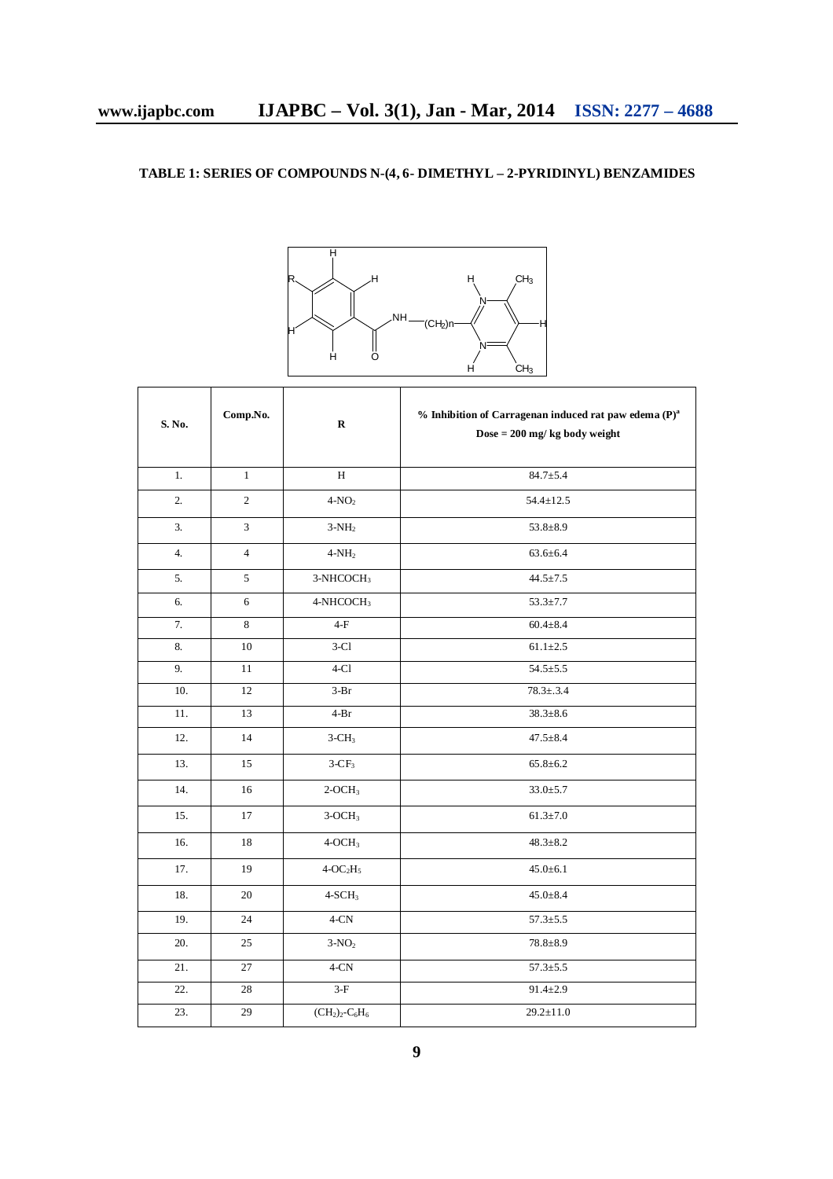**TABLE 1: SERIES OF COMPOUNDS N-(4, 6- DIMETHYL – 2-PYRIDINYL) BENZAMIDES**

| S. No. | Comp.No. | R | % Inhibition of Carragenan induced rat paw edema (P)[a] Dose = 200 mg/ kg body weight |
|---|---|---|---|
| 1. | 1 | H | 84.7±5.4 |
| 2. | 2 | 4-$NO_2$ | 54.4±12.5 |
| 3. | 3 | 3-$NH_2$ | 53.8±8.9 |
| 4. | 4 | 4-$NH_2$ | 63.6±6.4 |
| 5. | 5 | 3-$NHCOCH_3$ | 44.5±7.5 |
| 6. | 6 | 4-$NHCOCH_3$ | 53.3±7.7 |
| 7. | 8 | 4-F | 60.4±8.4 |
| 8. | 10 | 3-Cl | 61.1±2.5 |
| 9. | 11 | 4-Cl | 54.5±5.5 |
| 10. | 12 | 3-Br | 78.3±.3.4 |
| 11. | 13 | 4-Br | 38.3±8.6 |
| 12. | 14 | 3-$CH_3$ | 47.5±8.4 |
| 13. | 15 | 3-$CF_3$ | 65.8±6.2 |
| 14. | 16 | 2-$OCH_3$ | 33.0±5.7 |
| 15. | 17 | 3-$OCH_3$ | 61.3±7.0 |
| 16. | 18 | 4-$OCH_3$ | 48.3±8.2 |
| 17. | 19 | 4-$OC_2H_5$ | 45.0±6.1 |
| 18. | 20 | 4-$SCH_3$ | 45.0±8.4 |
| 19. | 24 | 4-CN | 57.3±5.5 |
| 20. | 25 | 3-$NO_2$ | 78.8±8.9 |
| 21. | 27 | 4-CN | 57.3±5.5 |
| 22. | 28 | 3-F | 91.4±2.9 |
| 23. | 29 | $(CH_2)_2$-$C_6H_6$ | 29.2±11.0 |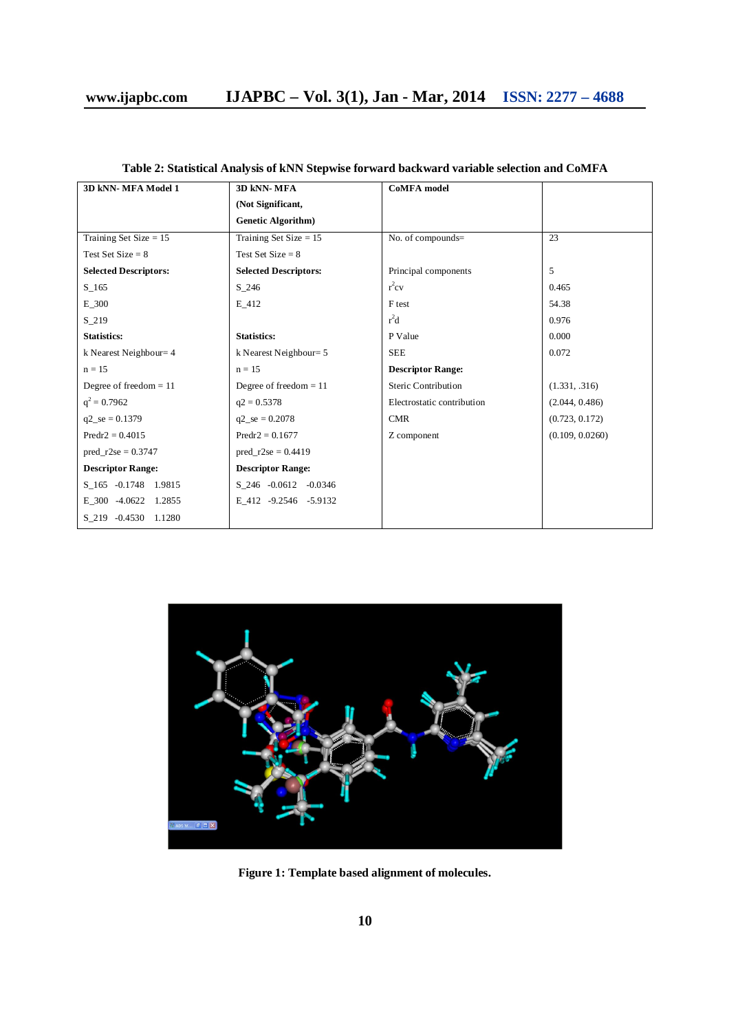**Table 2: Statistical Analysis of kNN Stepwise forward backward variable selection and CoMFA**

| 3D kNN- MFA Model 1 | 3D kNN- MFA (Not Significant, Genetic Algorithm) | CoMFA model | |
|---|---|---|---|
| Training Set Size = 15 | Training Set Size = 15 | No. of compounds= | 23 |
| Test Set Size = 8 | Test Set Size = 8 | | |
| **Selected Descriptors:** | **Selected Descriptors:** | Principal components | 5 |
| S_165 | S_246 | $r^2cv$ | 0.465 |
| E_300 | E_412 | F test | 54.38 |
| S_219 | | $r^2d$ | 0.976 |
| **Statistics:** | **Statistics:** | P Value | 0.000 |
| k Nearest Neighbour= 4 | k Nearest Neighbour= 5 | SEE | 0.072 |
| n = 15 | n = 15 | **Descriptor Range:** | |
| Degree of freedom = 11 | Degree of freedom = 11 | Steric Contribution | (1.331, .316) |
| $q^2$ = 0.7962 | q2 = 0.5378 | Electrostatic contribution | (2.044, 0.486) |
| q2_se = 0.1379 | q2_se = 0.2078 | CMR | (0.723, 0.172) |
| Predr2 = 0.4015 | Predr2 = 0.1677 | Z component | (0.109, 0.0260) |
| pred_r2se = 0.3747 | pred_r2se = 0.4419 | | |
| **Descriptor Range:** | **Descriptor Range:** | | |
| S_165 -0.1748 1.9815 | S_246 -0.0612 -0.0346 | | |
| E_300 -4.0622 1.2855 | E_412 -9.2546 -5.9132 | | |
| S_219 -0.4530 1.1280 | | | |

**Figure 1: Template based alignment of molecules.**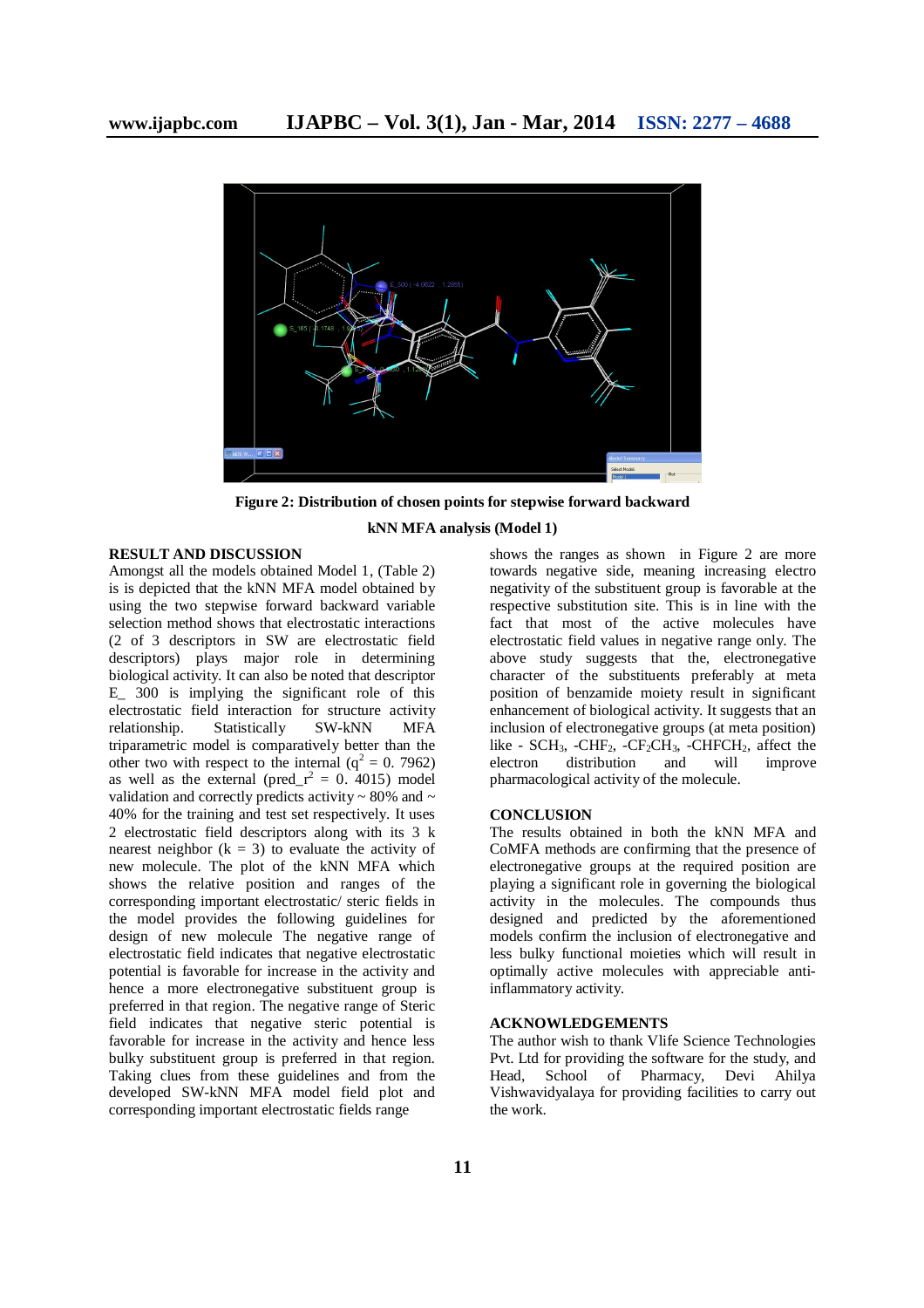Figure 2: Distribution of chosen points for stepwise forward backward kNN MFA analysis (Model 1)

## RESULT AND DISCUSSION

Amongst all the models obtained Model 1, (Table 2) is is depicted that the kNN MFA model obtained by using the two stepwise forward backward variable selection method shows that electrostatic interactions (2 of 3 descriptors in SW are electrostatic field descriptors) plays major role in determining biological activity. It can also be noted that descriptor E_ 300 is implying the significant role of this electrostatic field interaction for structure activity relationship. Statistically SW-kNN MFA triparametric model is comparatively better than the other two with respect to the internal ($q^2$ = 0. 7962) as well as the external (pred_$r^2$ = 0. 4015) model validation and correctly predicts activity ~ 80% and ~ 40% for the training and test set respectively. It uses 2 electrostatic field descriptors along with its 3 k nearest neighbor (k = 3) to evaluate the activity of new molecule. The plot of the kNN MFA which shows the relative position and ranges of the corresponding important electrostatic/ steric fields in the model provides the following guidelines for design of new molecule The negative range of electrostatic field indicates that negative electrostatic potential is favorable for increase in the activity and hence a more electronegative substituent group is preferred in that region. The negative range of Steric field indicates that negative steric potential is favorable for increase in the activity and hence less bulky substituent group is preferred in that region. Taking clues from these guidelines and from the developed SW-kNN MFA model field plot and corresponding important electrostatic fields range shows the ranges as shown in Figure 2 are more towards negative side, meaning increasing electro negativity of the substituent group is favorable at the respective substitution site. This is in line with the fact that most of the active molecules have electrostatic field values in negative range only. The above study suggests that the, electronegative character of the substituents preferably at meta position of benzamide moiety result in significant enhancement of biological activity. It suggests that an inclusion of electronegative groups (at meta position) like - $SCH_3$, -$CHF_2$, -$CF_2CH_3$, -$CHFCH_2$, affect the electron distribution and will improve pharmacological activity of the molecule.

## CONCLUSION

The results obtained in both the kNN MFA and CoMFA methods are confirming that the presence of electronegative groups at the required position are playing a significant role in governing the biological activity in the molecules. The compounds thus designed and predicted by the aforementioned models confirm the inclusion of electronegative and less bulky functional moieties which will result in optimally active molecules with appreciable anti-inflammatory activity.

## ACKNOWLEDGEMENTS

The author wish to thank Vlife Science Technologies Pvt. Ltd for providing the software for the study, and Head, School of Pharmacy, Devi Ahilya Vishwavidyalaya for providing facilities to carry out the work.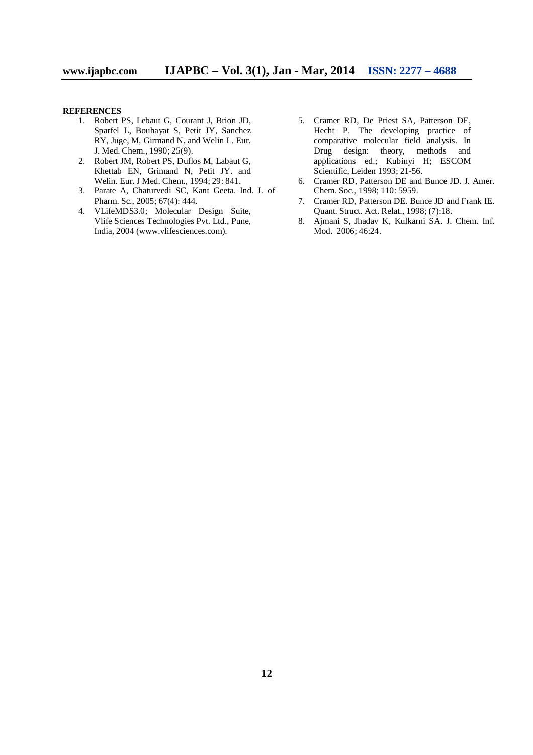**REFERENCES**

1. Robert PS, Lebaut G, Courant J, Brion JD, Sparfel L, Bouhayat S, Petit JY, Sanchez RY, Juge, M, Girmand N. and Welin L. Eur. J. Med. Chem., 1990; 25(9).
2. Robert JM, Robert PS, Duflos M, Labaut G, Khettab EN, Grimand N, Petit JY. and Welin. Eur. J Med. Chem., 1994; 29: 841.
3. Parate A, Chaturvedi SC, Kant Geeta. Ind. J. of Pharm. Sc., 2005; 67(4): 444.
4. VLifeMDS3.0; Molecular Design Suite, Vlife Sciences Technologies Pvt. Ltd., Pune, India, 2004 (www.vlifesciences.com).
5. Cramer RD, De Priest SA, Patterson DE, Hecht P. The developing practice of comparative molecular field analysis. In Drug design: theory, methods and applications ed.; Kubinyi H; ESCOM Scientific, Leiden 1993; 21-56.
6. Cramer RD, Patterson DE and Bunce JD. J. Amer. Chem. Soc., 1998; 110: 5959.
7. Cramer RD, Patterson DE. Bunce JD and Frank IE. Quant. Struct. Act. Relat., 1998; (7):18.
8. Ajmani S, Jhadav K, Kulkarni SA. J. Chem. Inf. Mod. 2006; 46:24.